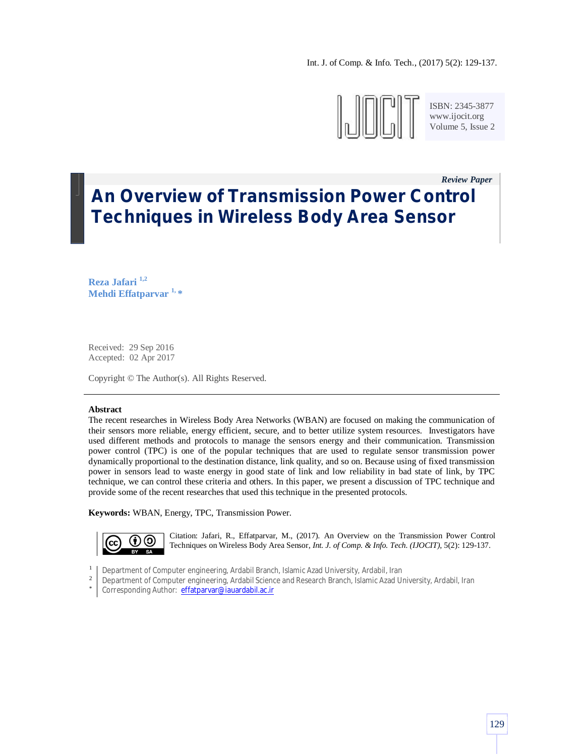ISBN: 2345-3877
www.ijocit.org
Volume 5, Issue 2

*Review Paper*

# An Overview of Transmission Power Control Techniques in Wireless Body Area Sensor

**Reza Jafari** [1,2]
**Mehdi Effatparvar** [1,*]

Received: 29 Sep 2016
Accepted: 02 Apr 2017

Copyright © The Author(s). All Rights Reserved.

---

**Abstract**

The recent researches in Wireless Body Area Networks (WBAN) are focused on making the communication of their sensors more reliable, energy efficient, secure, and to better utilize system resources. Investigators have used different methods and protocols to manage the sensors energy and their communication. Transmission power control (TPC) is one of the popular techniques that are used to regulate sensor transmission power dynamically proportional to the destination distance, link quality, and so on. Because using of fixed transmission power in sensors lead to waste energy in good state of link and low reliability in bad state of link, by TPC technique, we can control these criteria and others. In this paper, we present a discussion of TPC technique and provide some of the recent researches that used this technique in the presented protocols.

**Keywords:** WBAN, Energy, TPC, Transmission Power.

Citation: Jafari, R., Effatparvar, M., (2017). An Overview on the Transmission Power Control Techniques on Wireless Body Area Sensor, *Int. J. of Comp. & Info. Tech. (IJOCIT)*, 5(2): 129-137.

[1] Department of Computer engineering, Ardabil Branch, Islamic Azad University, Ardabil, Iran
[2] Department of Computer engineering, Ardabil Science and Research Branch, Islamic Azad University, Ardabil, Iran
[*] Corresponding Author: effatparvar@iauardabil.ac.ir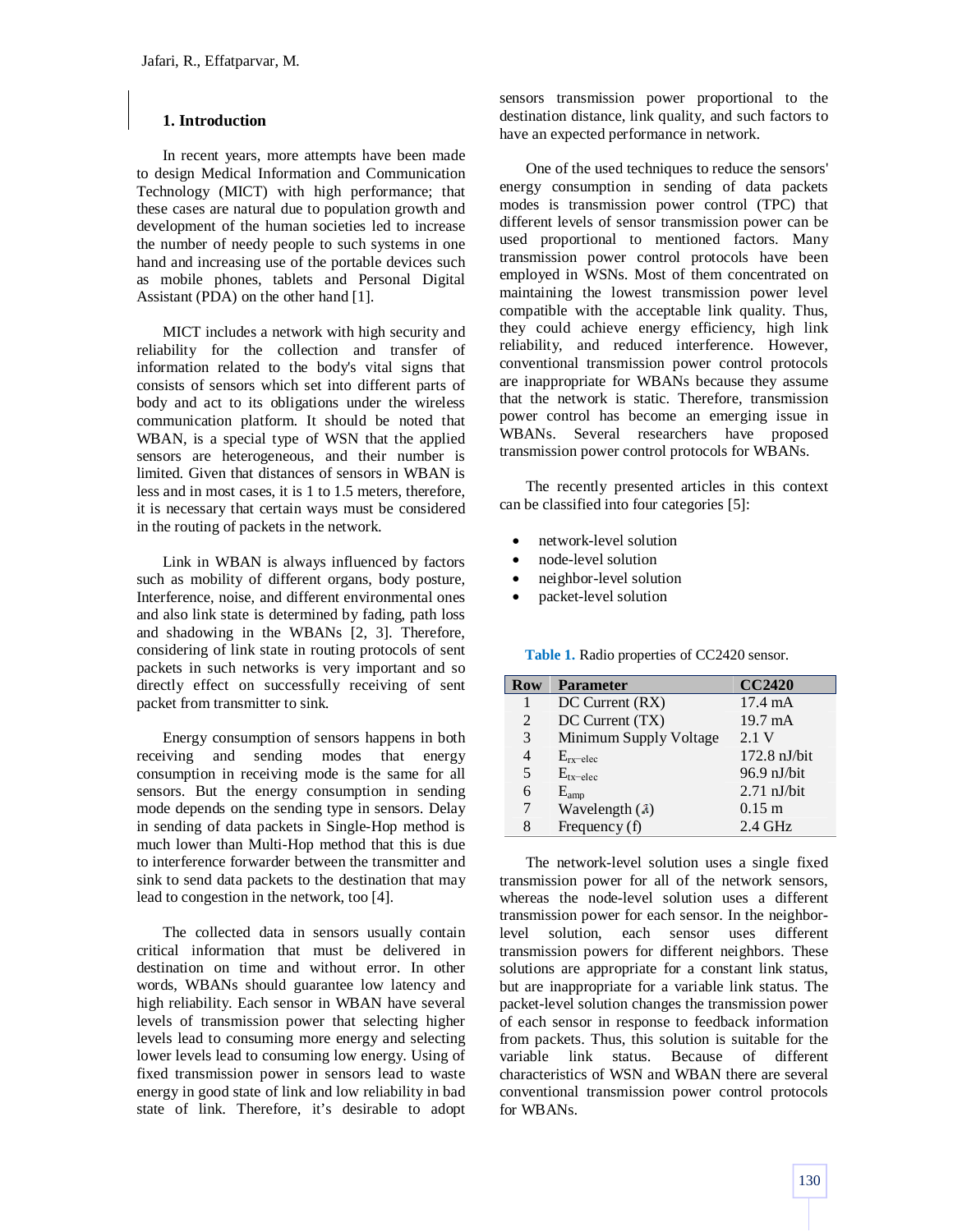## 1. Introduction

In recent years, more attempts have been made to design Medical Information and Communication Technology (MICT) with high performance; that these cases are natural due to population growth and development of the human societies led to increase the number of needy people to such systems in one hand and increasing use of the portable devices such as mobile phones, tablets and Personal Digital Assistant (PDA) on the other hand [1].

MICT includes a network with high security and reliability for the collection and transfer of information related to the body's vital signs that consists of sensors which set into different parts of body and act to its obligations under the wireless communication platform. It should be noted that WBAN, is a special type of WSN that the applied sensors are heterogeneous, and their number is limited. Given that distances of sensors in WBAN is less and in most cases, it is 1 to 1.5 meters, therefore, it is necessary that certain ways must be considered in the routing of packets in the network.

Link in WBAN is always influenced by factors such as mobility of different organs, body posture, Interference, noise, and different environmental ones and also link state is determined by fading, path loss and shadowing in the WBANs [2, 3]. Therefore, considering of link state in routing protocols of sent packets in such networks is very important and so directly effect on successfully receiving of sent packet from transmitter to sink.

Energy consumption of sensors happens in both receiving and sending modes that energy consumption in receiving mode is the same for all sensors. But the energy consumption in sending mode depends on the sending type in sensors. Delay in sending of data packets in Single-Hop method is much lower than Multi-Hop method that this is due to interference forwarder between the transmitter and sink to send data packets to the destination that may lead to congestion in the network, too [4].

The collected data in sensors usually contain critical information that must be delivered in destination on time and without error. In other words, WBANs should guarantee low latency and high reliability. Each sensor in WBAN have several levels of transmission power that selecting higher levels lead to consuming more energy and selecting lower levels lead to consuming low energy. Using of fixed transmission power in sensors lead to waste energy in good state of link and low reliability in bad state of link. Therefore, it's desirable to adopt sensors transmission power proportional to the destination distance, link quality, and such factors to have an expected performance in network.

One of the used techniques to reduce the sensors' energy consumption in sending of data packets modes is transmission power control (TPC) that different levels of sensor transmission power can be used proportional to mentioned factors. Many transmission power control protocols have been employed in WSNs. Most of them concentrated on maintaining the lowest transmission power level compatible with the acceptable link quality. Thus, they could achieve energy efficiency, high link reliability, and reduced interference. However, conventional transmission power control protocols are inappropriate for WBANs because they assume that the network is static. Therefore, transmission power control has become an emerging issue in WBANs. Several researchers have proposed transmission power control protocols for WBANs.

The recently presented articles in this context can be classified into four categories [5]:

- network-level solution
- node-level solution
- neighbor-level solution
- packet-level solution

**Table 1.** Radio properties of CC2420 sensor.

| Row | Parameter | CC2420 |
|---|---|---|
| 1 | DC Current (RX) | 17.4 mA |
| 2 | DC Current (TX) | 19.7 mA |
| 3 | Minimum Supply Voltage | 2.1 V |
| 4 | $E_{rx-elec}$ | 172.8 nJ/bit |
| 5 | $E_{tx-elec}$ | 96.9 nJ/bit |
| 6 | $E_{amp}$ | 2.71 nJ/bit |
| 7 | Wavelength ($\lambda$) | 0.15 m |
| 8 | Frequency (f) | 2.4 GHz |

The network-level solution uses a single fixed transmission power for all of the network sensors, whereas the node-level solution uses a different transmission power for each sensor. In the neighbor-level solution, each sensor uses different transmission powers for different neighbors. These solutions are appropriate for a constant link status, but are inappropriate for a variable link status. The packet-level solution changes the transmission power of each sensor in response to feedback information from packets. Thus, this solution is suitable for the variable link status. Because of different characteristics of WSN and WBAN there are several conventional transmission power control protocols for WBANs.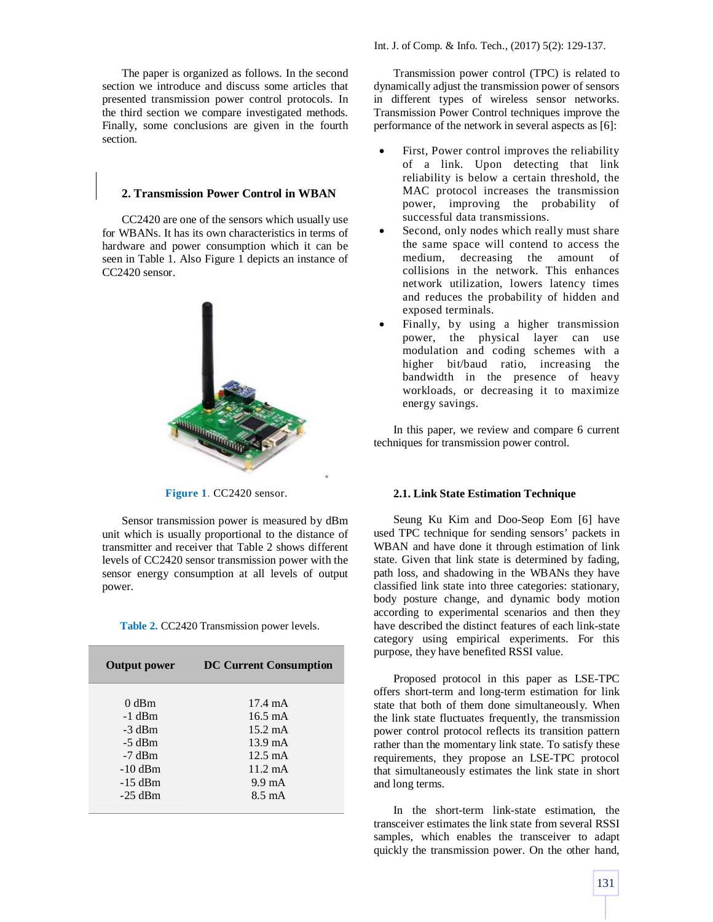The paper is organized as follows. In the second section we introduce and discuss some articles that presented transmission power control protocols. In the third section we compare investigated methods. Finally, some conclusions are given in the fourth section.

## 2. Transmission Power Control in WBAN

CC2420 are one of the sensors which usually use for WBANs. It has its own characteristics in terms of hardware and power consumption which it can be seen in Table 1. Also Figure 1 depicts an instance of CC2420 sensor.

**Figure 1**. CC2420 sensor.

Sensor transmission power is measured by dBm unit which is usually proportional to the distance of transmitter and receiver that Table 2 shows different levels of CC2420 sensor transmission power with the sensor energy consumption at all levels of output power.

**Table 2.** CC2420 Transmission power levels.

| Output power | DC Current Consumption |
|---|---|
| 0 dBm | 17.4 mA |
| -1 dBm | 16.5 mA |
| -3 dBm | 15.2 mA |
| -5 dBm | 13.9 mA |
| -7 dBm | 12.5 mA |
| -10 dBm | 11.2 mA |
| -15 dBm | 9.9 mA |
| -25 dBm | 8.5 mA |

Transmission power control (TPC) is related to dynamically adjust the transmission power of sensors in different types of wireless sensor networks. Transmission Power Control techniques improve the performance of the network in several aspects as [6]:

- First, Power control improves the reliability of a link. Upon detecting that link reliability is below a certain threshold, the MAC protocol increases the transmission power, improving the probability of successful data transmissions.
- Second, only nodes which really must share the same space will contend to access the medium, decreasing the amount of collisions in the network. This enhances network utilization, lowers latency times and reduces the probability of hidden and exposed terminals.
- Finally, by using a higher transmission power, the physical layer can use modulation and coding schemes with a higher bit/baud ratio, increasing the bandwidth in the presence of heavy workloads, or decreasing it to maximize energy savings.

In this paper, we review and compare 6 current techniques for transmission power control.

### 2.1. Link State Estimation Technique

Seung Ku Kim and Doo-Seop Eom [6] have used TPC technique for sending sensors' packets in WBAN and have done it through estimation of link state. Given that link state is determined by fading, path loss, and shadowing in the WBANs they have classified link state into three categories: stationary, body posture change, and dynamic body motion according to experimental scenarios and then they have described the distinct features of each link-state category using empirical experiments. For this purpose, they have benefited RSSI value.

Proposed protocol in this paper as LSE-TPC offers short-term and long-term estimation for link state that both of them done simultaneously. When the link state fluctuates frequently, the transmission power control protocol reflects its transition pattern rather than the momentary link state. To satisfy these requirements, they propose an LSE-TPC protocol that simultaneously estimates the link state in short and long terms.

In the short-term link-state estimation, the transceiver estimates the link state from several RSSI samples, which enables the transceiver to adapt quickly the transmission power. On the other hand,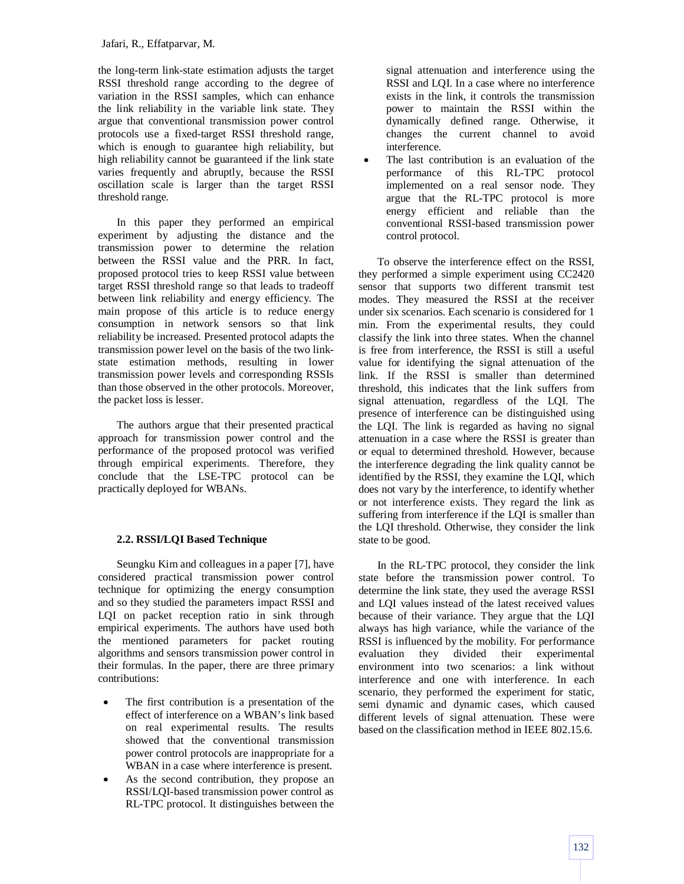the long-term link-state estimation adjusts the target RSSI threshold range according to the degree of variation in the RSSI samples, which can enhance the link reliability in the variable link state. They argue that conventional transmission power control protocols use a fixed-target RSSI threshold range, which is enough to guarantee high reliability, but high reliability cannot be guaranteed if the link state varies frequently and abruptly, because the RSSI oscillation scale is larger than the target RSSI threshold range.

In this paper they performed an empirical experiment by adjusting the distance and the transmission power to determine the relation between the RSSI value and the PRR. In fact, proposed protocol tries to keep RSSI value between target RSSI threshold range so that leads to tradeoff between link reliability and energy efficiency. The main propose of this article is to reduce energy consumption in network sensors so that link reliability be increased. Presented protocol adapts the transmission power level on the basis of the two link-state estimation methods, resulting in lower transmission power levels and corresponding RSSIs than those observed in the other protocols. Moreover, the packet loss is lesser.

The authors argue that their presented practical approach for transmission power control and the performance of the proposed protocol was verified through empirical experiments. Therefore, they conclude that the LSE-TPC protocol can be practically deployed for WBANs.

### 2.2. RSSI/LQI Based Technique

Seungku Kim and colleagues in a paper [7], have considered practical transmission power control technique for optimizing the energy consumption and so they studied the parameters impact RSSI and LQI on packet reception ratio in sink through empirical experiments. The authors have used both the mentioned parameters for packet routing algorithms and sensors transmission power control in their formulas. In the paper, there are three primary contributions:

- The first contribution is a presentation of the effect of interference on a WBAN's link based on real experimental results. The results showed that the conventional transmission power control protocols are inappropriate for a WBAN in a case where interference is present.
- As the second contribution, they propose an RSSI/LQI-based transmission power control as RL-TPC protocol. It distinguishes between the signal attenuation and interference using the RSSI and LQI. In a case where no interference exists in the link, it controls the transmission power to maintain the RSSI within the dynamically defined range. Otherwise, it changes the current channel to avoid interference.
- The last contribution is an evaluation of the performance of this RL-TPC protocol implemented on a real sensor node. They argue that the RL-TPC protocol is more energy efficient and reliable than the conventional RSSI-based transmission power control protocol.

To observe the interference effect on the RSSI, they performed a simple experiment using CC2420 sensor that supports two different transmit test modes. They measured the RSSI at the receiver under six scenarios. Each scenario is considered for 1 min. From the experimental results, they could classify the link into three states. When the channel is free from interference, the RSSI is still a useful value for identifying the signal attenuation of the link. If the RSSI is smaller than determined threshold, this indicates that the link suffers from signal attenuation, regardless of the LQI. The presence of interference can be distinguished using the LQI. The link is regarded as having no signal attenuation in a case where the RSSI is greater than or equal to determined threshold. However, because the interference degrading the link quality cannot be identified by the RSSI, they examine the LQI, which does not vary by the interference, to identify whether or not interference exists. They regard the link as suffering from interference if the LQI is smaller than the LQI threshold. Otherwise, they consider the link state to be good.

In the RL-TPC protocol, they consider the link state before the transmission power control. To determine the link state, they used the average RSSI and LQI values instead of the latest received values because of their variance. They argue that the LQI always has high variance, while the variance of the RSSI is influenced by the mobility. For performance evaluation they divided their experimental environment into two scenarios: a link without interference and one with interference. In each scenario, they performed the experiment for static, semi dynamic and dynamic cases, which caused different levels of signal attenuation. These were based on the classification method in IEEE 802.15.6.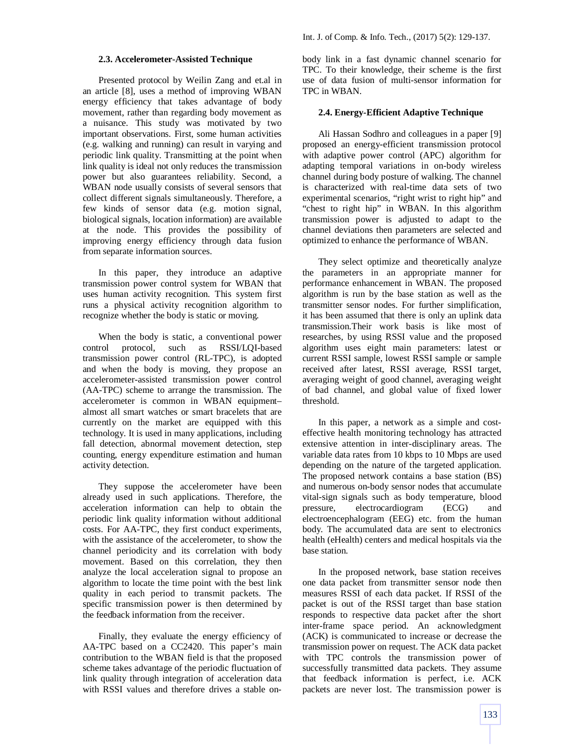### 2.3. Accelerometer-Assisted Technique

Presented protocol by Weilin Zang and et.al in an article [8], uses a method of improving WBAN energy efficiency that takes advantage of body movement, rather than regarding body movement as a nuisance. This study was motivated by two important observations. First, some human activities (e.g. walking and running) can result in varying and periodic link quality. Transmitting at the point when link quality is ideal not only reduces the transmission power but also guarantees reliability. Second, a WBAN node usually consists of several sensors that collect different signals simultaneously. Therefore, a few kinds of sensor data (e.g. motion signal, biological signals, location information) are available at the node. This provides the possibility of improving energy efficiency through data fusion from separate information sources.

In this paper, they introduce an adaptive transmission power control system for WBAN that uses human activity recognition. This system first runs a physical activity recognition algorithm to recognize whether the body is static or moving.

When the body is static, a conventional power control protocol, such as RSSI/LQI-based transmission power control (RL-TPC), is adopted and when the body is moving, they propose an accelerometer-assisted transmission power control (AA-TPC) scheme to arrange the transmission. The accelerometer is common in WBAN equipment– almost all smart watches or smart bracelets that are currently on the market are equipped with this technology. It is used in many applications, including fall detection, abnormal movement detection, step counting, energy expenditure estimation and human activity detection.

They suppose the accelerometer have been already used in such applications. Therefore, the acceleration information can help to obtain the periodic link quality information without additional costs. For AA-TPC, they first conduct experiments, with the assistance of the accelerometer, to show the channel periodicity and its correlation with body movement. Based on this correlation, they then analyze the local acceleration signal to propose an algorithm to locate the time point with the best link quality in each period to transmit packets. The specific transmission power is then determined by the feedback information from the receiver.

Finally, they evaluate the energy efficiency of AA-TPC based on a CC2420. This paper's main contribution to the WBAN field is that the proposed scheme takes advantage of the periodic fluctuation of link quality through integration of acceleration data with RSSI values and therefore drives a stable on-body link in a fast dynamic channel scenario for TPC. To their knowledge, their scheme is the first use of data fusion of multi-sensor information for TPC in WBAN.

### 2.4. Energy-Efficient Adaptive Technique

Ali Hassan Sodhro and colleagues in a paper [9] proposed an energy-efficient transmission protocol with adaptive power control (APC) algorithm for adapting temporal variations in on-body wireless channel during body posture of walking. The channel is characterized with real-time data sets of two experimental scenarios, "right wrist to right hip" and "chest to right hip" in WBAN. In this algorithm transmission power is adjusted to adapt to the channel deviations then parameters are selected and optimized to enhance the performance of WBAN.

They select optimize and theoretically analyze the parameters in an appropriate manner for performance enhancement in WBAN. The proposed algorithm is run by the base station as well as the transmitter sensor nodes. For further simplification, it has been assumed that there is only an uplink data transmission.Their work basis is like most of researches, by using RSSI value and the proposed algorithm uses eight main parameters: latest or current RSSI sample, lowest RSSI sample or sample received after latest, RSSI average, RSSI target, averaging weight of good channel, averaging weight of bad channel, and global value of fixed lower threshold.

In this paper, a network as a simple and cost-effective health monitoring technology has attracted extensive attention in inter-disciplinary areas. The variable data rates from 10 kbps to 10 Mbps are used depending on the nature of the targeted application. The proposed network contains a base station (BS) and numerous on-body sensor nodes that accumulate vital-sign signals such as body temperature, blood pressure, electrocardiogram (ECG) and electroencephalogram (EEG) etc. from the human body. The accumulated data are sent to electronics health (eHealth) centers and medical hospitals via the base station.

In the proposed network, base station receives one data packet from transmitter sensor node then measures RSSI of each data packet. If RSSI of the packet is out of the RSSI target than base station responds to respective data packet after the short inter-frame space period. An acknowledgment (ACK) is communicated to increase or decrease the transmission power on request. The ACK data packet with TPC controls the transmission power of successfully transmitted data packets. They assume that feedback information is perfect, i.e. ACK packets are never lost. The transmission power is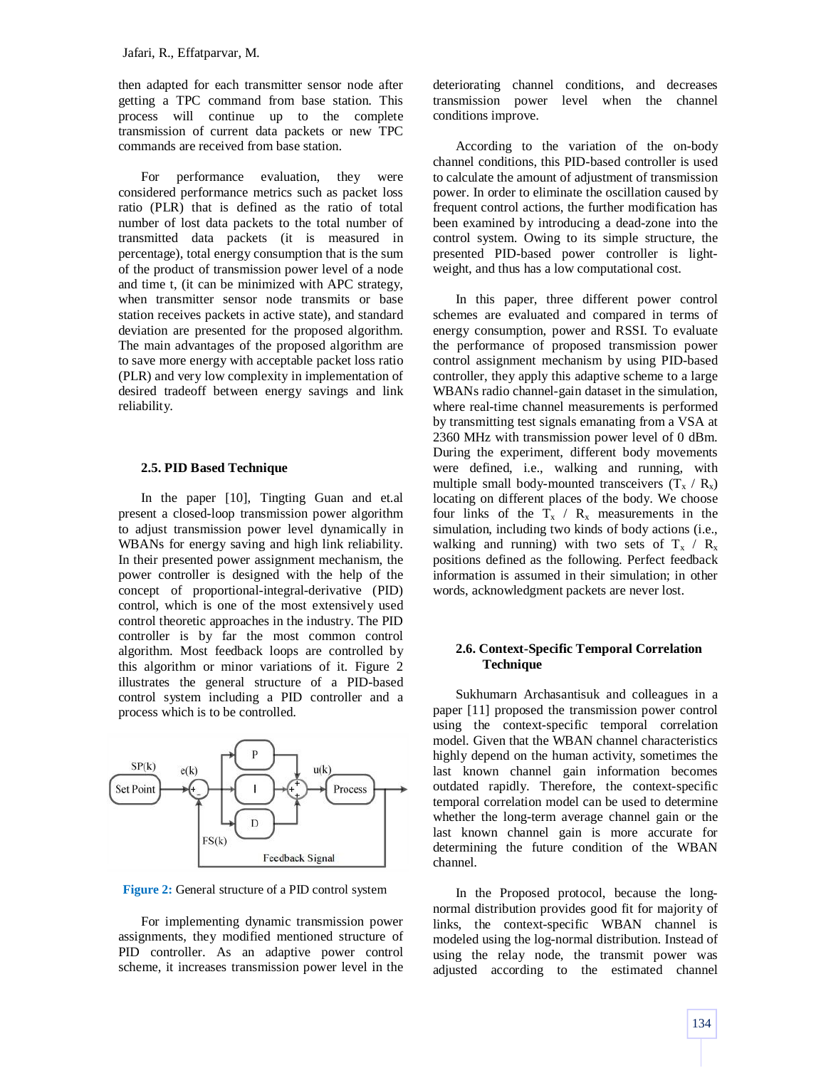then adapted for each transmitter sensor node after getting a TPC command from base station. This process will continue up to the complete transmission of current data packets or new TPC commands are received from base station.

For performance evaluation, they were considered performance metrics such as packet loss ratio (PLR) that is defined as the ratio of total number of lost data packets to the total number of transmitted data packets (it is measured in percentage), total energy consumption that is the sum of the product of transmission power level of a node and time t, (it can be minimized with APC strategy, when transmitter sensor node transmits or base station receives packets in active state), and standard deviation are presented for the proposed algorithm. The main advantages of the proposed algorithm are to save more energy with acceptable packet loss ratio (PLR) and very low complexity in implementation of desired tradeoff between energy savings and link reliability.

### 2.5. PID Based Technique

In the paper [10], Tingting Guan and et.al present a closed-loop transmission power algorithm to adjust transmission power level dynamically in WBANs for energy saving and high link reliability. In their presented power assignment mechanism, the power controller is designed with the help of the concept of proportional-integral-derivative (PID) control, which is one of the most extensively used control theoretic approaches in the industry. The PID controller is by far the most common control algorithm. Most feedback loops are controlled by this algorithm or minor variations of it. Figure 2 illustrates the general structure of a PID-based control system including a PID controller and a process which is to be controlled.

**Figure 2:** General structure of a PID control system

For implementing dynamic transmission power assignments, they modified mentioned structure of PID controller. As an adaptive power control scheme, it increases transmission power level in the deteriorating channel conditions, and decreases transmission power level when the channel conditions improve.

According to the variation of the on-body channel conditions, this PID-based controller is used to calculate the amount of adjustment of transmission power. In order to eliminate the oscillation caused by frequent control actions, the further modification has been examined by introducing a dead-zone into the control system. Owing to its simple structure, the presented PID-based power controller is light-weight, and thus has a low computational cost.

In this paper, three different power control schemes are evaluated and compared in terms of energy consumption, power and RSSI. To evaluate the performance of proposed transmission power control assignment mechanism by using PID-based controller, they apply this adaptive scheme to a large WBANs radio channel-gain dataset in the simulation, where real-time channel measurements is performed by transmitting test signals emanating from a VSA at 2360 MHz with transmission power level of 0 dBm. During the experiment, different body movements were defined, i.e., walking and running, with multiple small body-mounted transceivers ($T_x$ / $R_x$) locating on different places of the body. We choose four links of the $T_x$ / $R_x$ measurements in the simulation, including two kinds of body actions (i.e., walking and running) with two sets of $T_x$ / $R_x$ positions defined as the following. Perfect feedback information is assumed in their simulation; in other words, acknowledgment packets are never lost.

### 2.6. Context-Specific Temporal Correlation Technique

Sukhumarn Archasantisuk and colleagues in a paper [11] proposed the transmission power control using the context-specific temporal correlation model. Given that the WBAN channel characteristics highly depend on the human activity, sometimes the last known channel gain information becomes outdated rapidly. Therefore, the context-specific temporal correlation model can be used to determine whether the long-term average channel gain or the last known channel gain is more accurate for determining the future condition of the WBAN channel.

In the Proposed protocol, because the long-normal distribution provides good fit for majority of links, the context-specific WBAN channel is modeled using the log-normal distribution. Instead of using the relay node, the transmit power was adjusted according to the estimated channel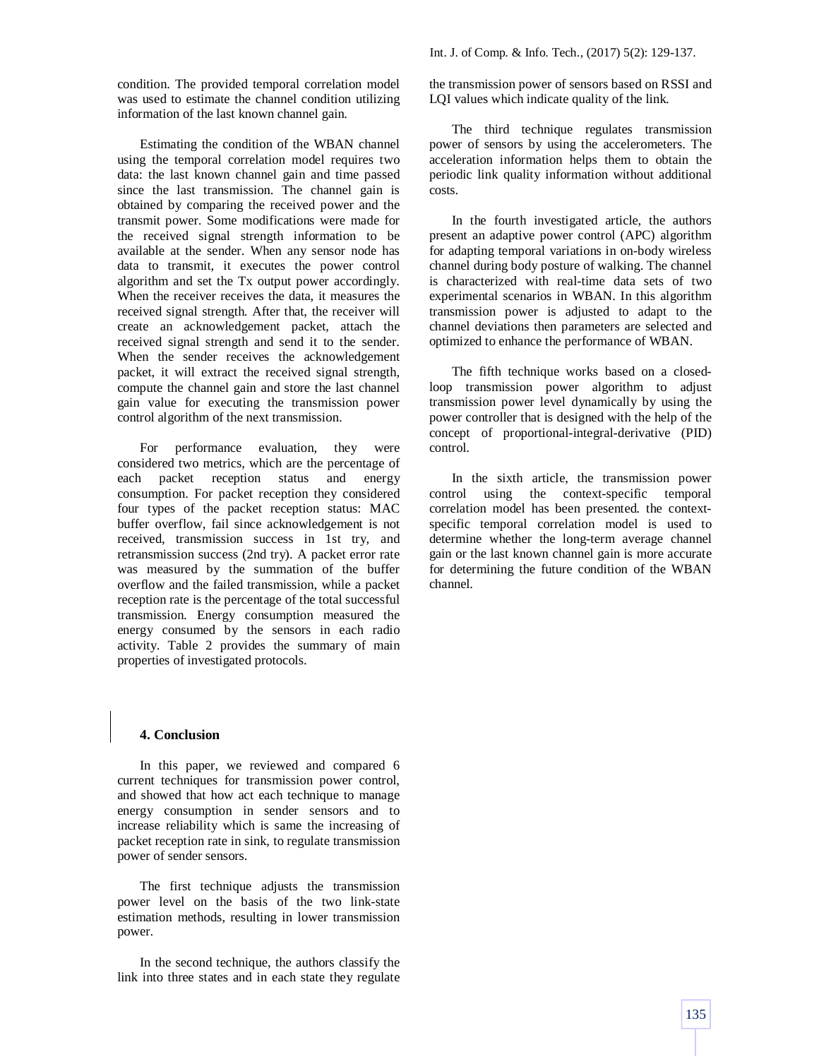condition. The provided temporal correlation model was used to estimate the channel condition utilizing information of the last known channel gain.

Estimating the condition of the WBAN channel using the temporal correlation model requires two data: the last known channel gain and time passed since the last transmission. The channel gain is obtained by comparing the received power and the transmit power. Some modifications were made for the received signal strength information to be available at the sender. When any sensor node has data to transmit, it executes the power control algorithm and set the Tx output power accordingly. When the receiver receives the data, it measures the received signal strength. After that, the receiver will create an acknowledgement packet, attach the received signal strength and send it to the sender. When the sender receives the acknowledgement packet, it will extract the received signal strength, compute the channel gain and store the last channel gain value for executing the transmission power control algorithm of the next transmission.

For performance evaluation, they were considered two metrics, which are the percentage of each packet reception status and energy consumption. For packet reception they considered four types of the packet reception status: MAC buffer overflow, fail since acknowledgement is not received, transmission success in 1st try, and retransmission success (2nd try). A packet error rate was measured by the summation of the buffer overflow and the failed transmission, while a packet reception rate is the percentage of the total successful transmission. Energy consumption measured the energy consumed by the sensors in each radio activity. Table 2 provides the summary of main properties of investigated protocols.

## 4. Conclusion

In this paper, we reviewed and compared 6 current techniques for transmission power control, and showed that how act each technique to manage energy consumption in sender sensors and to increase reliability which is same the increasing of packet reception rate in sink, to regulate transmission power of sender sensors.

The first technique adjusts the transmission power level on the basis of the two link-state estimation methods, resulting in lower transmission power.

In the second technique, the authors classify the link into three states and in each state they regulate the transmission power of sensors based on RSSI and LQI values which indicate quality of the link.

The third technique regulates transmission power of sensors by using the accelerometers. The acceleration information helps them to obtain the periodic link quality information without additional costs.

In the fourth investigated article, the authors present an adaptive power control (APC) algorithm for adapting temporal variations in on-body wireless channel during body posture of walking. The channel is characterized with real-time data sets of two experimental scenarios in WBAN. In this algorithm transmission power is adjusted to adapt to the channel deviations then parameters are selected and optimized to enhance the performance of WBAN.

The fifth technique works based on a closed-loop transmission power algorithm to adjust transmission power level dynamically by using the power controller that is designed with the help of the concept of proportional-integral-derivative (PID) control.

In the sixth article, the transmission power control using the context-specific temporal correlation model has been presented. the context-specific temporal correlation model is used to determine whether the long-term average channel gain or the last known channel gain is more accurate for determining the future condition of the WBAN channel.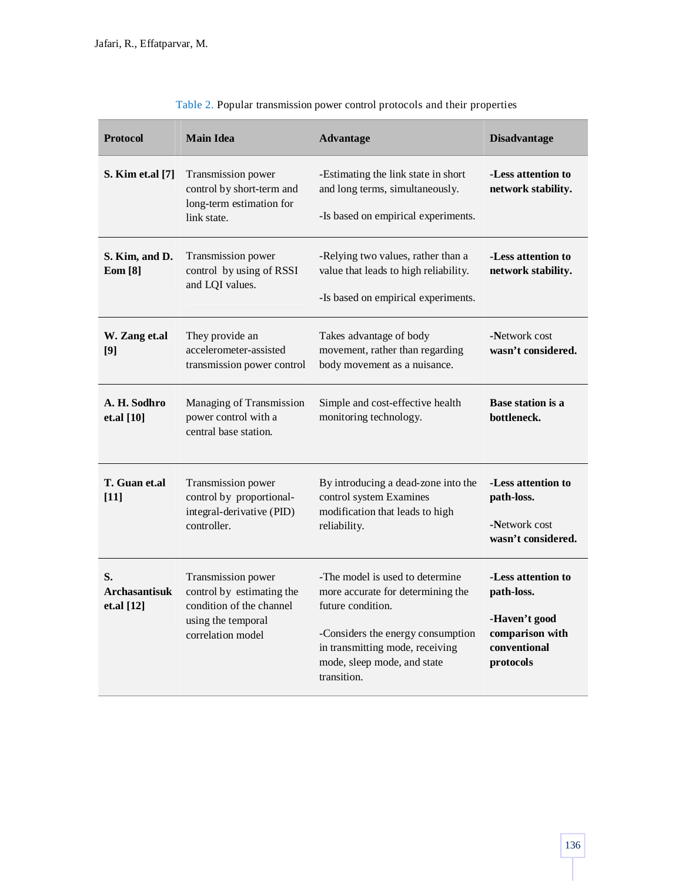Table 2. Popular transmission power control protocols and their properties

| Protocol | Main Idea | Advantage | Disadvantage |
|---|---|---|---|
| **S. Kim et.al [7]** | Transmission power control by short-term and long-term estimation for link state. | -Estimating the link state in short and long terms, simultaneously. <br><br> -Is based on empirical experiments. | **-Less attention to network stability.** |
| **S. Kim, and D. Eom [8]** | Transmission power control by using of RSSI and LQI values. | -Relying two values, rather than a value that leads to high reliability. <br><br> -Is based on empirical experiments. | **-Less attention to network stability.** |
| **W. Zang et.al [9]** | They provide an accelerometer-assisted transmission power control | Takes advantage of body movement, rather than regarding body movement as a nuisance. | -Network cost **wasn't considered.** |
| **A. H. Sodhro et.al [10]** | Managing of Transmission power control with a central base station. | Simple and cost-effective health monitoring technology. | **Base station is a bottleneck.** |
| **T. Guan et.al [11]** | Transmission power control by proportional-integral-derivative (PID) controller. | By introducing a dead-zone into the control system Examines modification that leads to high reliability. | **-Less attention to path-loss.** <br><br> -Network cost **wasn't considered.** |
| **S. Archasantisuk et.al [12]** | Transmission power control by estimating the condition of the channel using the temporal correlation model | -The model is used to determine more accurate for determining the future condition. <br><br> -Considers the energy consumption in transmitting mode, receiving mode, sleep mode, and state transition. | **-Less attention to path-loss.** <br><br> **-Haven't good comparison with conventional protocols** |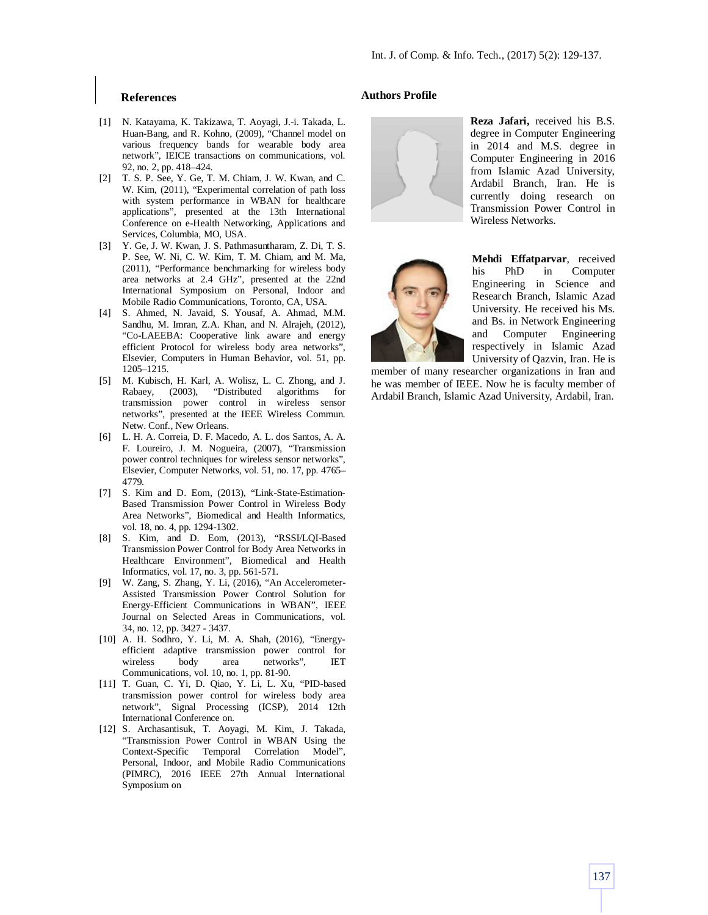## References

[1] N. Katayama, K. Takizawa, T. Aoyagi, J.-i. Takada, L. Huan-Bang, and R. Kohno, (2009), "Channel model on various frequency bands for wearable body area network", IEICE transactions on communications, vol. 92, no. 2, pp. 418–424.

[2] T. S. P. See, Y. Ge, T. M. Chiam, J. W. Kwan, and C. W. Kim, (2011), "Experimental correlation of path loss with system performance in WBAN for healthcare applications", presented at the 13th International Conference on e-Health Networking, Applications and Services, Columbia, MO, USA.

[3] Y. Ge, J. W. Kwan, J. S. Pathmasuntharam, Z. Di, T. S. P. See, W. Ni, C. W. Kim, T. M. Chiam, and M. Ma, (2011), "Performance benchmarking for wireless body area networks at 2.4 GHz", presented at the 22nd International Symposium on Personal, Indoor and Mobile Radio Communications, Toronto, CA, USA.

[4] S. Ahmed, N. Javaid, S. Yousaf, A. Ahmad, M.M. Sandhu, M. Imran, Z.A. Khan, and N. Alrajeh, (2012), "Co-LAEEBA: Cooperative link aware and energy efficient Protocol for wireless body area networks", Elsevier, Computers in Human Behavior, vol. 51, pp. 1205–1215.

[5] M. Kubisch, H. Karl, A. Wolisz, L. C. Zhong, and J. Rabaey, (2003), "Distributed algorithms for transmission power control in wireless sensor networks", presented at the IEEE Wireless Commun. Netw. Conf., New Orleans.

[6] L. H. A. Correia, D. F. Macedo, A. L. dos Santos, A. A. F. Loureiro, J. M. Nogueira, (2007), "Transmission power control techniques for wireless sensor networks", Elsevier, Computer Networks, vol. 51, no. 17, pp. 4765–4779.

[7] S. Kim and D. Eom, (2013), "Link-State-Estimation-Based Transmission Power Control in Wireless Body Area Networks", Biomedical and Health Informatics, vol. 18, no. 4, pp. 1294-1302.

[8] S. Kim, and D. Eom, (2013), "RSSI/LQI-Based Transmission Power Control for Body Area Networks in Healthcare Environment", Biomedical and Health Informatics, vol. 17, no. 3, pp. 561-571.

[9] W. Zang, S. Zhang, Y. Li, (2016), "An Accelerometer-Assisted Transmission Power Control Solution for Energy-Efficient Communications in WBAN", IEEE Journal on Selected Areas in Communications, vol. 34, no. 12, pp. 3427 - 3437.

[10] A. H. Sodhro, Y. Li, M. A. Shah, (2016), "Energy-efficient adaptive transmission power control for wireless body area networks", IET Communications, vol. 10, no. 1, pp. 81-90.

[11] T. Guan, C. Yi, D. Qiao, Y. Li, L. Xu, "PID-based transmission power control for wireless body area network", Signal Processing (ICSP), 2014 12th International Conference on.

[12] S. Archasantisuk, T. Aoyagi, M. Kim, J. Takada, "Transmission Power Control in WBAN Using the Context-Specific Temporal Correlation Model", Personal, Indoor, and Mobile Radio Communications (PIMRC), 2016 IEEE 27th Annual International Symposium on

## Authors Profile

**Reza Jafari,** received his B.S. degree in Computer Engineering in 2014 and M.S. degree in Computer Engineering in 2016 from Islamic Azad University, Ardabil Branch, Iran. He is currently doing research on Transmission Power Control in Wireless Networks.

**Mehdi Effatparvar**, received his PhD in Computer Engineering in Science and Research Branch, Islamic Azad University. He received his Ms. and Bs. in Network Engineering and Computer Engineering respectively in Islamic Azad University of Qazvin, Iran. He is member of many researcher organizations in Iran and he was member of IEEE. Now he is faculty member of Ardabil Branch, Islamic Azad University, Ardabil, Iran.